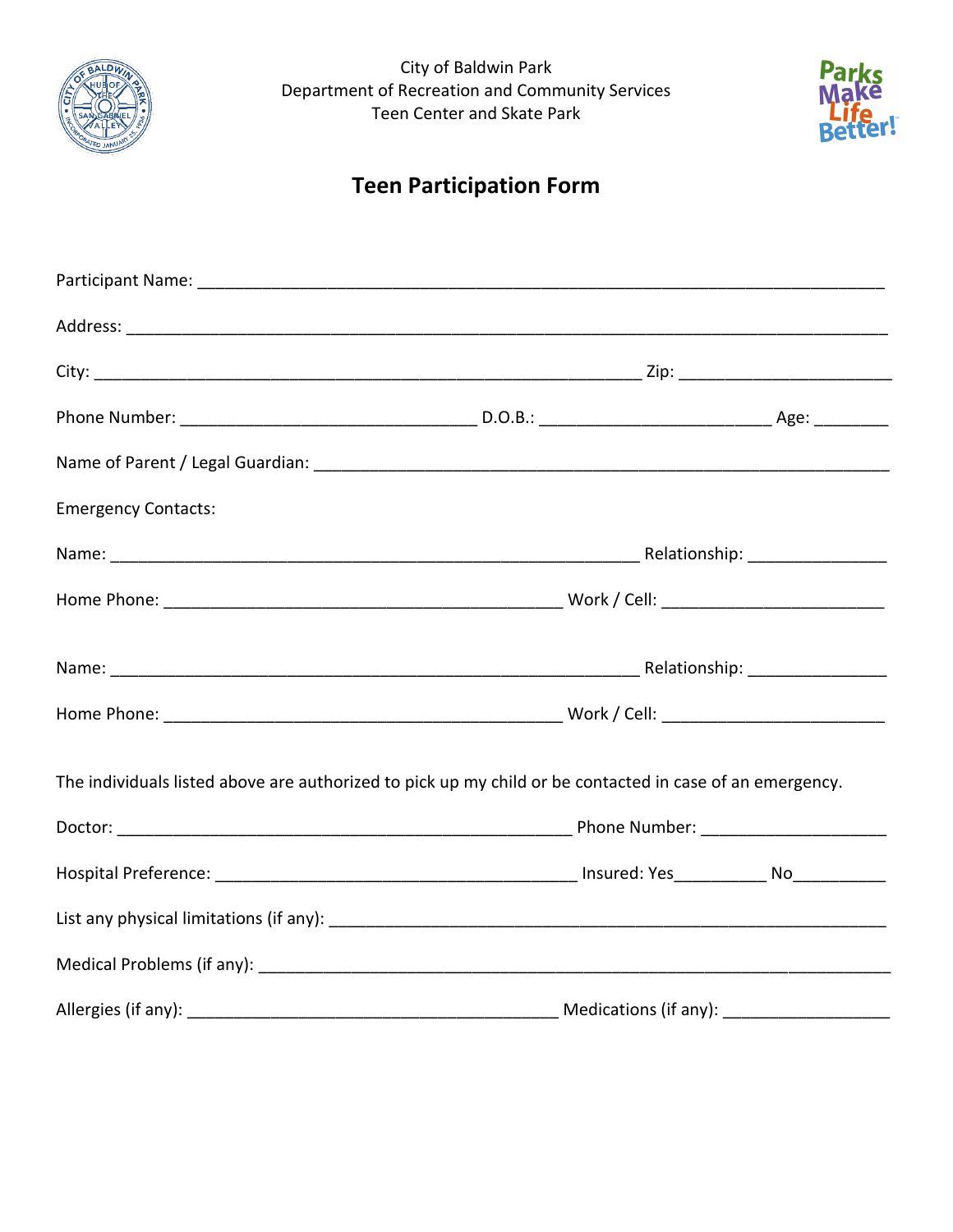City of Baldwin Park
Department of Recreation and Community Services
Teen Center and Skate Park

# Teen Participation Form

Participant Name: ______________________________________________________________________________

Address: _____________________________________________________________________________________

City: _____________________________________________________________ Zip: _______________________

Phone Number: _______________________________ D.O.B.: ________________________ Age: ________

Name of Parent / Legal Guardian: _________________________________________________________________

Emergency Contacts:

Name: ____________________________________________________________ Relationship: _______________

Home Phone: ____________________________________________ Work / Cell: _______________________

Name: ____________________________________________________________ Relationship: _______________

Home Phone: ____________________________________________ Work / Cell: _______________________

The individuals listed above are authorized to pick up my child or be contacted in case of an emergency.

Doctor: __________________________________________________ Phone Number: ____________________

Hospital Preference: ________________________________________ Insured: Yes__________ No__________

List any physical limitations (if any): ______________________________________________________________

Medical Problems (if any): ______________________________________________________________________

Allergies (if any): _________________________________________ Medications (if any): __________________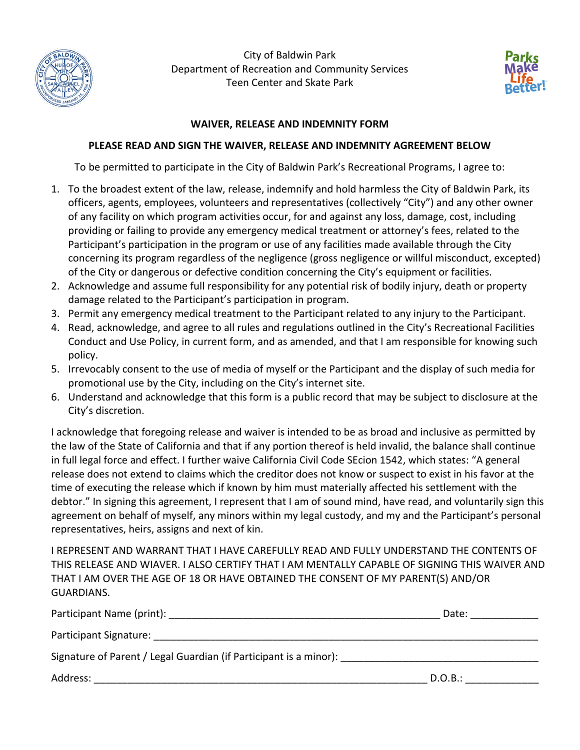City of Baldwin Park
Department of Recreation and Community Services
Teen Center and Skate Park

Parks Make Life Better!

## WAIVER, RELEASE AND INDEMNITY FORM

**PLEASE READ AND SIGN THE WAIVER, RELEASE AND INDEMNITY AGREEMENT BELOW**

To be permitted to participate in the City of Baldwin Park's Recreational Programs, I agree to:

1. To the broadest extent of the law, release, indemnify and hold harmless the City of Baldwin Park, its officers, agents, employees, volunteers and representatives (collectively "City") and any other owner of any facility on which program activities occur, for and against any loss, damage, cost, including providing or failing to provide any emergency medical treatment or attorney's fees, related to the Participant's participation in the program or use of any facilities made available through the City concerning its program regardless of the negligence (gross negligence or willful misconduct, excepted) of the City or dangerous or defective condition concerning the City's equipment or facilities.
2. Acknowledge and assume full responsibility for any potential risk of bodily injury, death or property damage related to the Participant's participation in program.
3. Permit any emergency medical treatment to the Participant related to any injury to the Participant.
4. Read, acknowledge, and agree to all rules and regulations outlined in the City's Recreational Facilities Conduct and Use Policy, in current form, and as amended, and that I am responsible for knowing such policy.
5. Irrevocably consent to the use of media of myself or the Participant and the display of such media for promotional use by the City, including on the City's internet site.
6. Understand and acknowledge that this form is a public record that may be subject to disclosure at the City's discretion.

I acknowledge that foregoing release and waiver is intended to be as broad and inclusive as permitted by the law of the State of California and that if any portion thereof is held invalid, the balance shall continue in full legal force and effect. I further waive California Civil Code SEcion 1542, which states: "A general release does not extend to claims which the creditor does not know or suspect to exist in his favor at the time of executing the release which if known by him must materially affected his settlement with the debtor." In signing this agreement, I represent that I am of sound mind, have read, and voluntarily sign this agreement on behalf of myself, any minors within my legal custody, and my and the Participant's personal representatives, heirs, assigns and next of kin.

I REPRESENT AND WARRANT THAT I HAVE CAREFULLY READ AND FULLY UNDERSTAND THE CONTENTS OF THIS RELEASE AND WIAVER. I ALSO CERTIFY THAT I AM MENTALLY CAPABLE OF SIGNING THIS WAIVER AND THAT I AM OVER THE AGE OF 18 OR HAVE OBTAINED THE CONSENT OF MY PARENT(S) AND/OR GUARDIANS.

Participant Name (print): ________________________________________________ Date: ___________

Participant Signature: ______________________________________________________________

Signature of Parent / Legal Guardian (if Participant is a minor): ______________________________

Address: ___________________________________________________________ D.O.B.: ____________